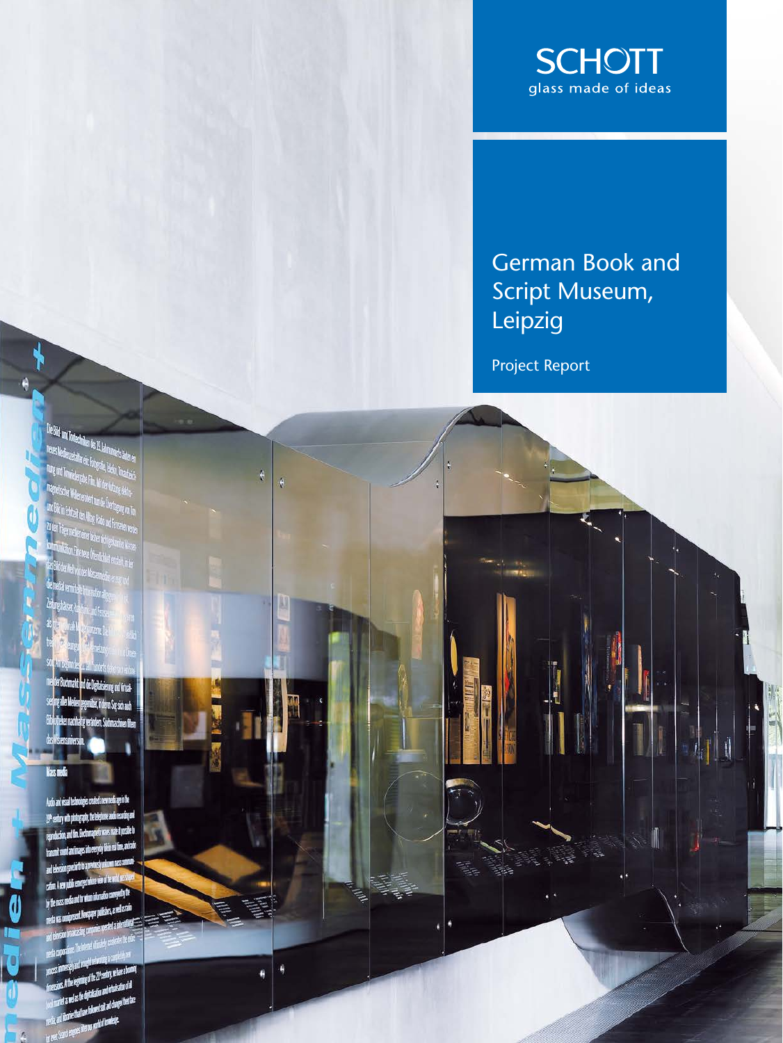SCHOTT
glass made of ideas

# German Book and Script Museum, Leipzig

Project Report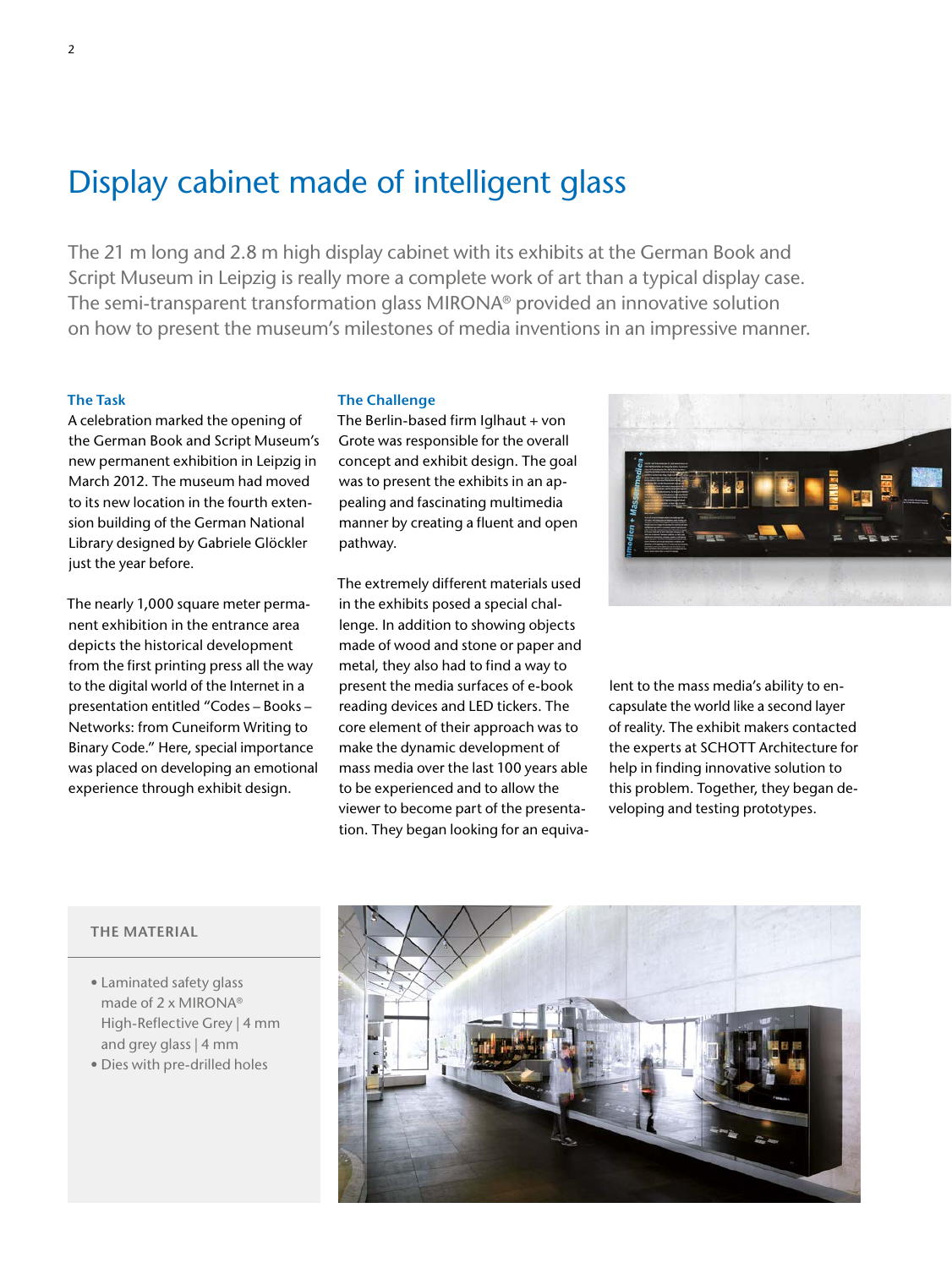# Display cabinet made of intelligent glass

The 21 m long and 2.8 m high display cabinet with its exhibits at the German Book and Script Museum in Leipzig is really more a complete work of art than a typical display case. The semi-transparent transformation glass MIRONA® provided an innovative solution on how to present the museum's milestones of media inventions in an impressive manner.

### The Task

A celebration marked the opening of the German Book and Script Museum's new permanent exhibition in Leipzig in March 2012. The museum had moved to its new location in the fourth extension building of the German National Library designed by Gabriele Glöckler just the year before.

The nearly 1,000 square meter permanent exhibition in the entrance area depicts the historical development from the first printing press all the way to the digital world of the Internet in a presentation entitled "Codes – Books – Networks: from Cuneiform Writing to Binary Code." Here, special importance was placed on developing an emotional experience through exhibit design.

### The Challenge

The Berlin-based firm Iglhaut + von Grote was responsible for the overall concept and exhibit design. The goal was to present the exhibits in an appealing and fascinating multimedia manner by creating a fluent and open pathway.

The extremely different materials used in the exhibits posed a special challenge. In addition to showing objects made of wood and stone or paper and metal, they also had to find a way to present the media surfaces of e-book reading devices and LED tickers. The core element of their approach was to make the dynamic development of mass media over the last 100 years able to be experienced and to allow the viewer to become part of the presentation. They began looking for an equivalent to the mass media's ability to encapsulate the world like a second layer of reality. The exhibit makers contacted the experts at SCHOTT Architecture for help in finding innovative solution to this problem. Together, they began developing and testing prototypes.

### THE MATERIAL

- Laminated safety glass made of 2 x MIRONA® High-Reflective Grey | 4 mm and grey glass | 4 mm
- Dies with pre-drilled holes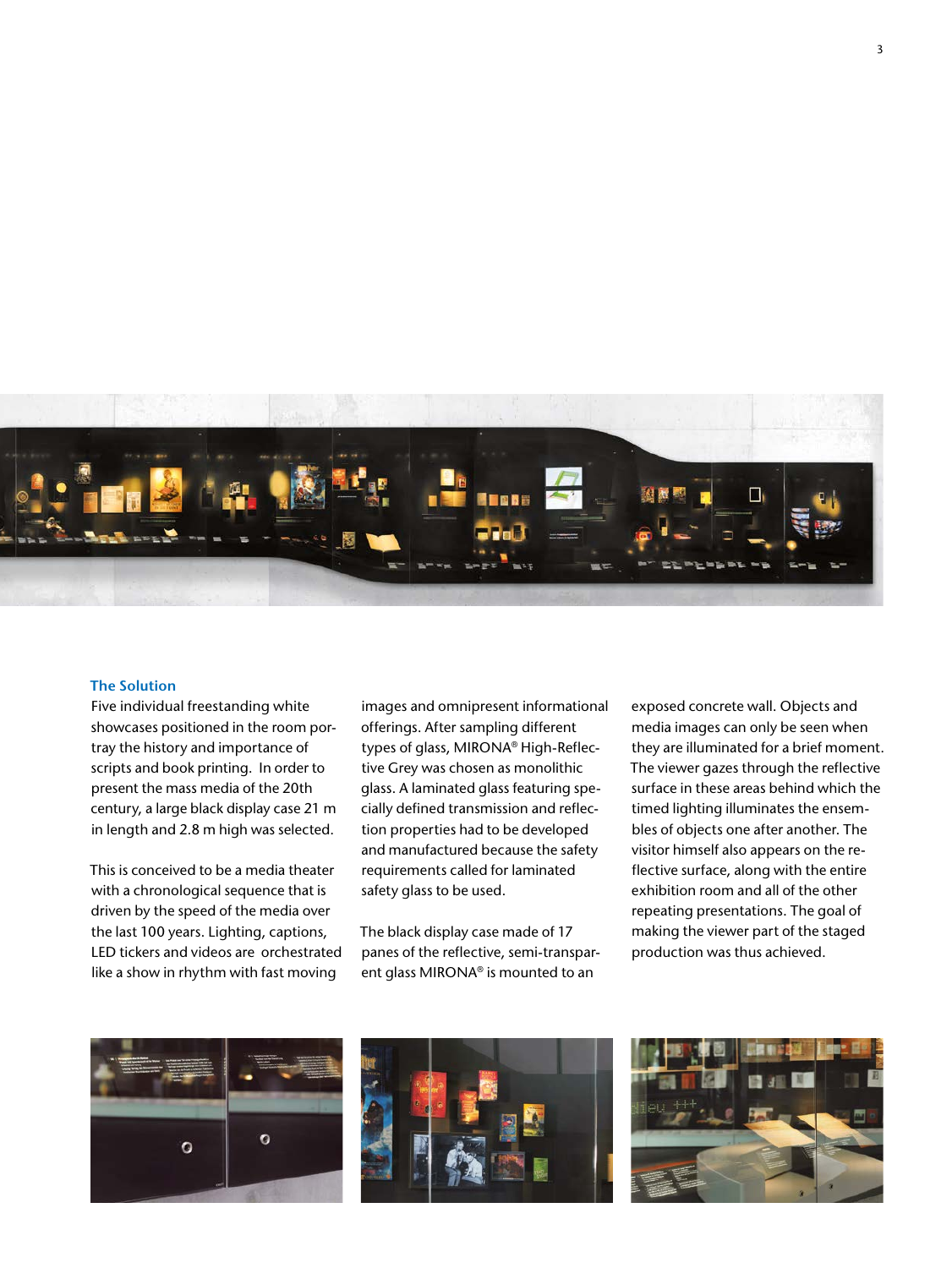## The Solution

Five individual freestanding white showcases positioned in the room portray the history and importance of scripts and book printing. In order to present the mass media of the 20th century, a large black display case 21 m in length and 2.8 m high was selected.

This is conceived to be a media theater with a chronological sequence that is driven by the speed of the media over the last 100 years. Lighting, captions, LED tickers and videos are orchestrated like a show in rhythm with fast moving images and omnipresent informational offerings. After sampling different types of glass, MIRONA® High-Reflective Grey was chosen as monolithic glass. A laminated glass featuring specially defined transmission and reflection properties had to be developed and manufactured because the safety requirements called for laminated safety glass to be used.

The black display case made of 17 panes of the reflective, semi-transparent glass MIRONA® is mounted to an exposed concrete wall. Objects and media images can only be seen when they are illuminated for a brief moment. The viewer gazes through the reflective surface in these areas behind which the timed lighting illuminates the ensembles of objects one after another. The visitor himself also appears on the reflective surface, along with the entire exhibition room and all of the other repeating presentations. The goal of making the viewer part of the staged production was thus achieved.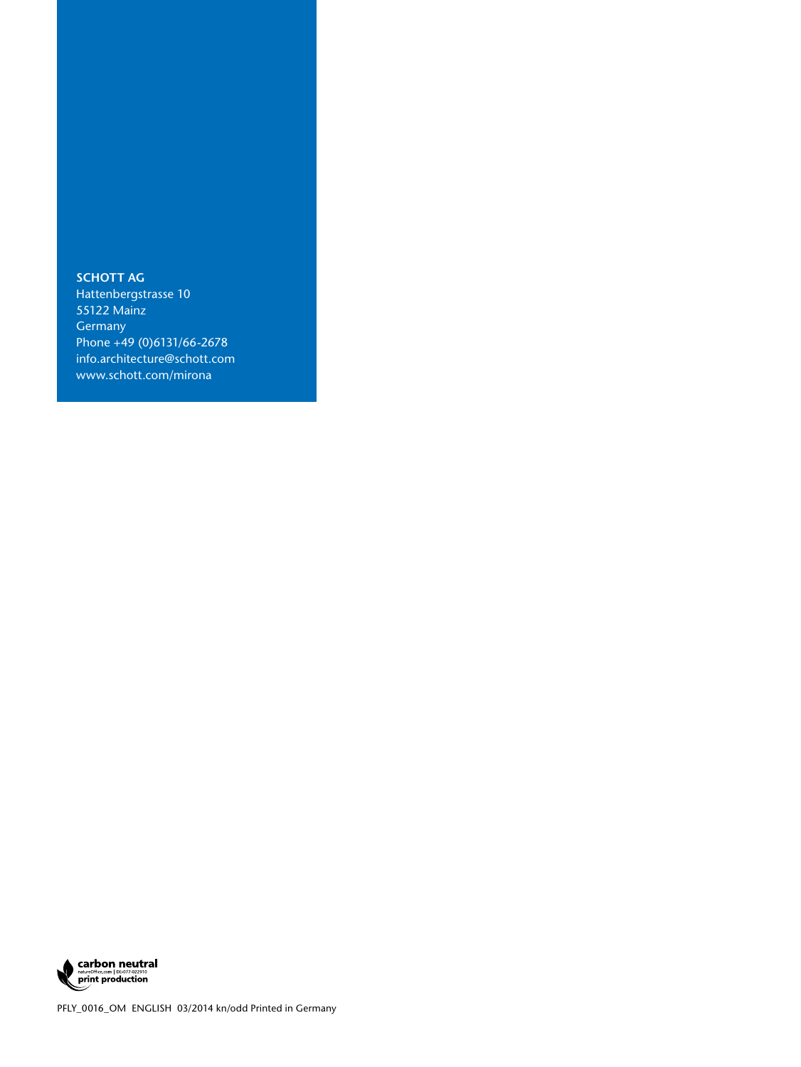**SCHOTT AG**
Hattenbergstrasse 10
55122 Mainz
Germany
Phone +49 (0)6131/66-2678
info.architecture@schott.com
www.schott.com/mirona

carbon neutral
natureOffice.com | DE-077-022910
print production

PFLY_0016_OM ENGLISH 03/2014 kn/odd Printed in Germany